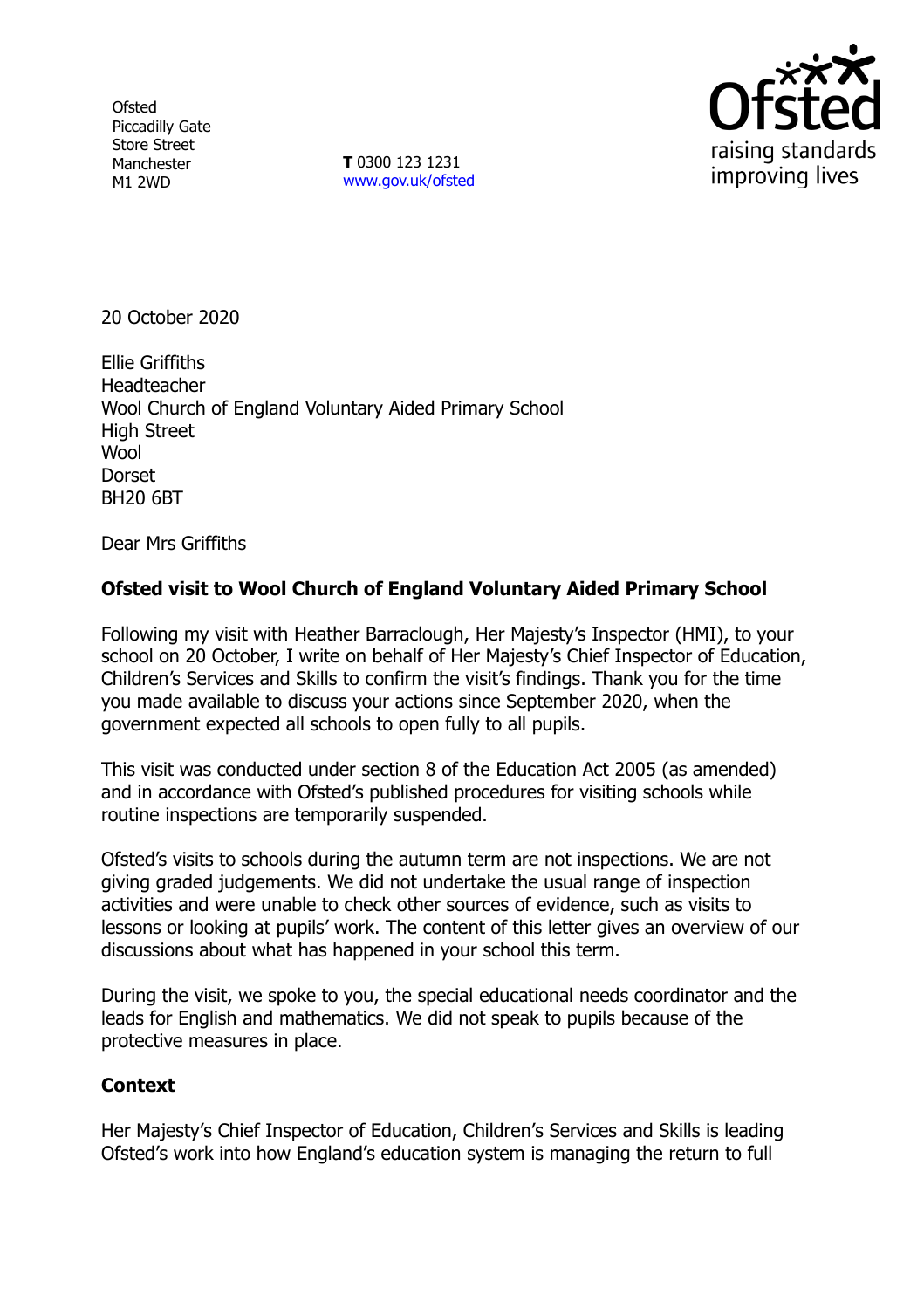Ofsted
Piccadilly Gate
Store Street
Manchester
M1 2WD

**T** 0300 123 1231
www.gov.uk/ofsted

20 October 2020

Ellie Griffiths
Headteacher
Wool Church of England Voluntary Aided Primary School
High Street
Wool
Dorset
BH20 6BT

Dear Mrs Griffiths

**Ofsted visit to Wool Church of England Voluntary Aided Primary School**

Following my visit with Heather Barraclough, Her Majesty's Inspector (HMI), to your school on 20 October, I write on behalf of Her Majesty's Chief Inspector of Education, Children's Services and Skills to confirm the visit's findings. Thank you for the time you made available to discuss your actions since September 2020, when the government expected all schools to open fully to all pupils.

This visit was conducted under section 8 of the Education Act 2005 (as amended) and in accordance with Ofsted's published procedures for visiting schools while routine inspections are temporarily suspended.

Ofsted's visits to schools during the autumn term are not inspections. We are not giving graded judgements. We did not undertake the usual range of inspection activities and were unable to check other sources of evidence, such as visits to lessons or looking at pupils' work. The content of this letter gives an overview of our discussions about what has happened in your school this term.

During the visit, we spoke to you, the special educational needs coordinator and the leads for English and mathematics. We did not speak to pupils because of the protective measures in place.

**Context**

Her Majesty's Chief Inspector of Education, Children's Services and Skills is leading Ofsted's work into how England's education system is managing the return to full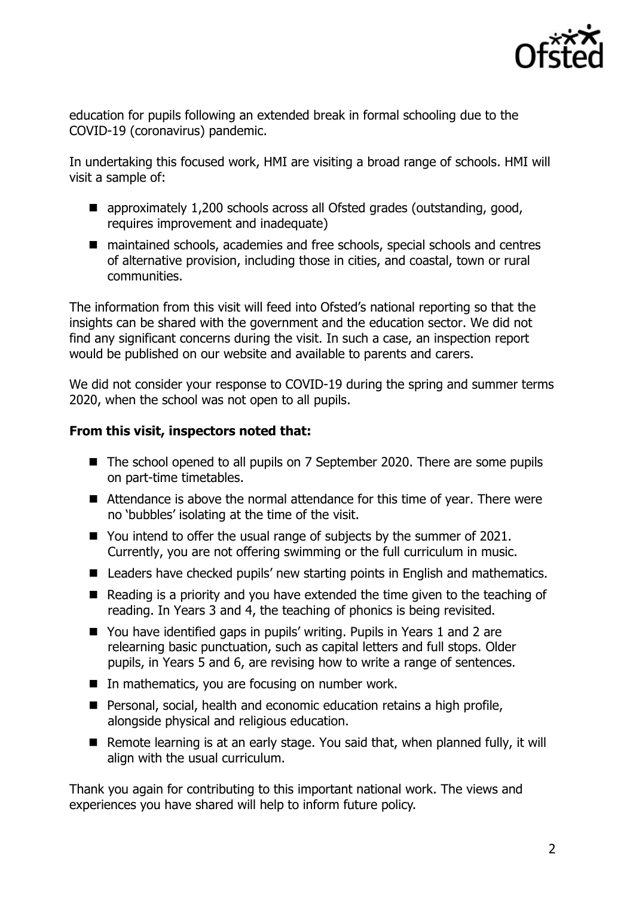education for pupils following an extended break in formal schooling due to the COVID-19 (coronavirus) pandemic.

In undertaking this focused work, HMI are visiting a broad range of schools. HMI will visit a sample of:

- approximately 1,200 schools across all Ofsted grades (outstanding, good, requires improvement and inadequate)
- maintained schools, academies and free schools, special schools and centres of alternative provision, including those in cities, and coastal, town or rural communities.

The information from this visit will feed into Ofsted's national reporting so that the insights can be shared with the government and the education sector. We did not find any significant concerns during the visit. In such a case, an inspection report would be published on our website and available to parents and carers.

We did not consider your response to COVID-19 during the spring and summer terms 2020, when the school was not open to all pupils.

**From this visit, inspectors noted that:**

- The school opened to all pupils on 7 September 2020. There are some pupils on part-time timetables.
- Attendance is above the normal attendance for this time of year. There were no 'bubbles' isolating at the time of the visit.
- You intend to offer the usual range of subjects by the summer of 2021. Currently, you are not offering swimming or the full curriculum in music.
- Leaders have checked pupils' new starting points in English and mathematics.
- Reading is a priority and you have extended the time given to the teaching of reading. In Years 3 and 4, the teaching of phonics is being revisited.
- You have identified gaps in pupils' writing. Pupils in Years 1 and 2 are relearning basic punctuation, such as capital letters and full stops. Older pupils, in Years 5 and 6, are revising how to write a range of sentences.
- In mathematics, you are focusing on number work.
- Personal, social, health and economic education retains a high profile, alongside physical and religious education.
- Remote learning is at an early stage. You said that, when planned fully, it will align with the usual curriculum.

Thank you again for contributing to this important national work. The views and experiences you have shared will help to inform future policy.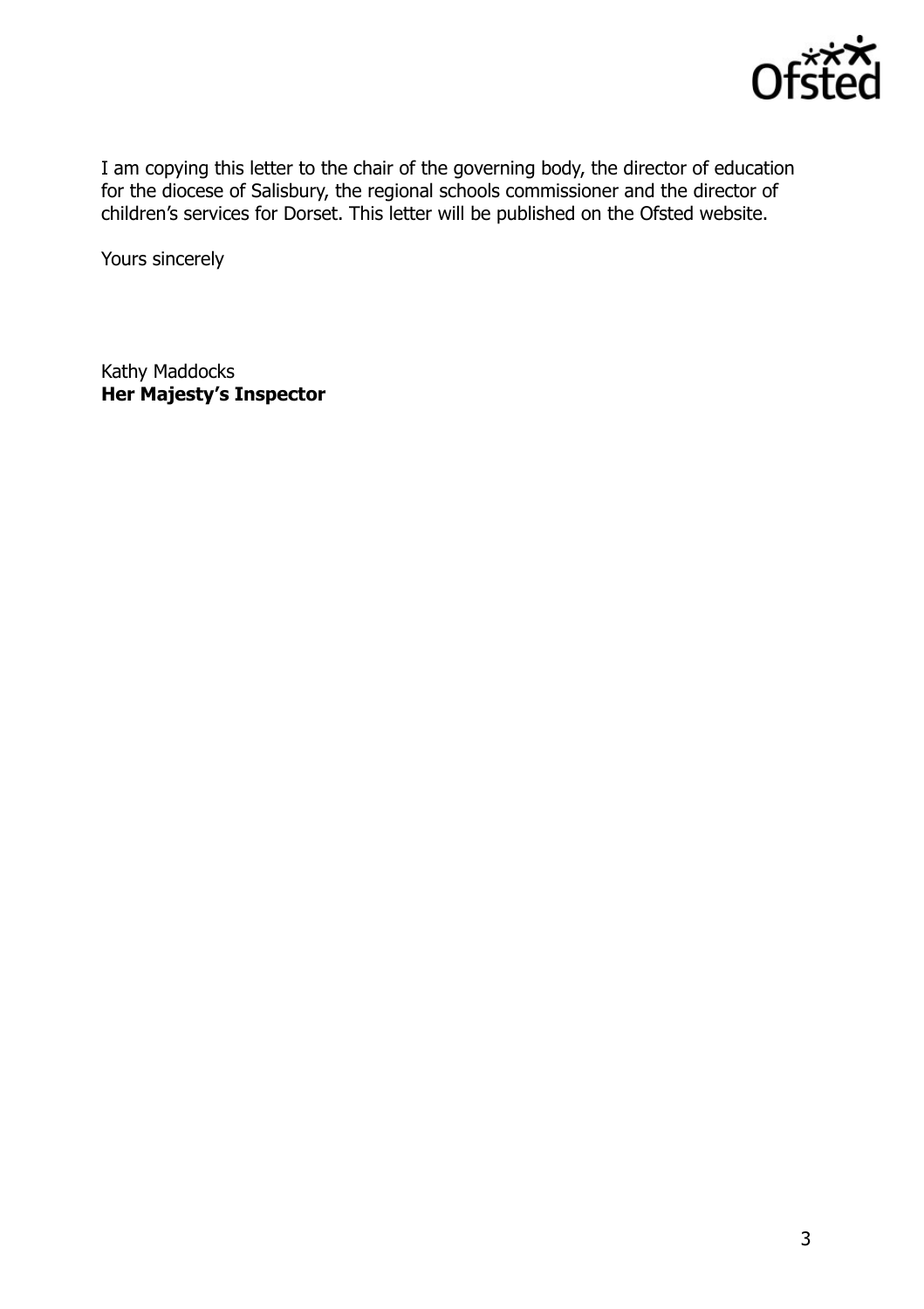I am copying this letter to the chair of the governing body, the director of education for the diocese of Salisbury, the regional schools commissioner and the director of children's services for Dorset. This letter will be published on the Ofsted website.

Yours sincerely

Kathy Maddocks
**Her Majesty's Inspector**